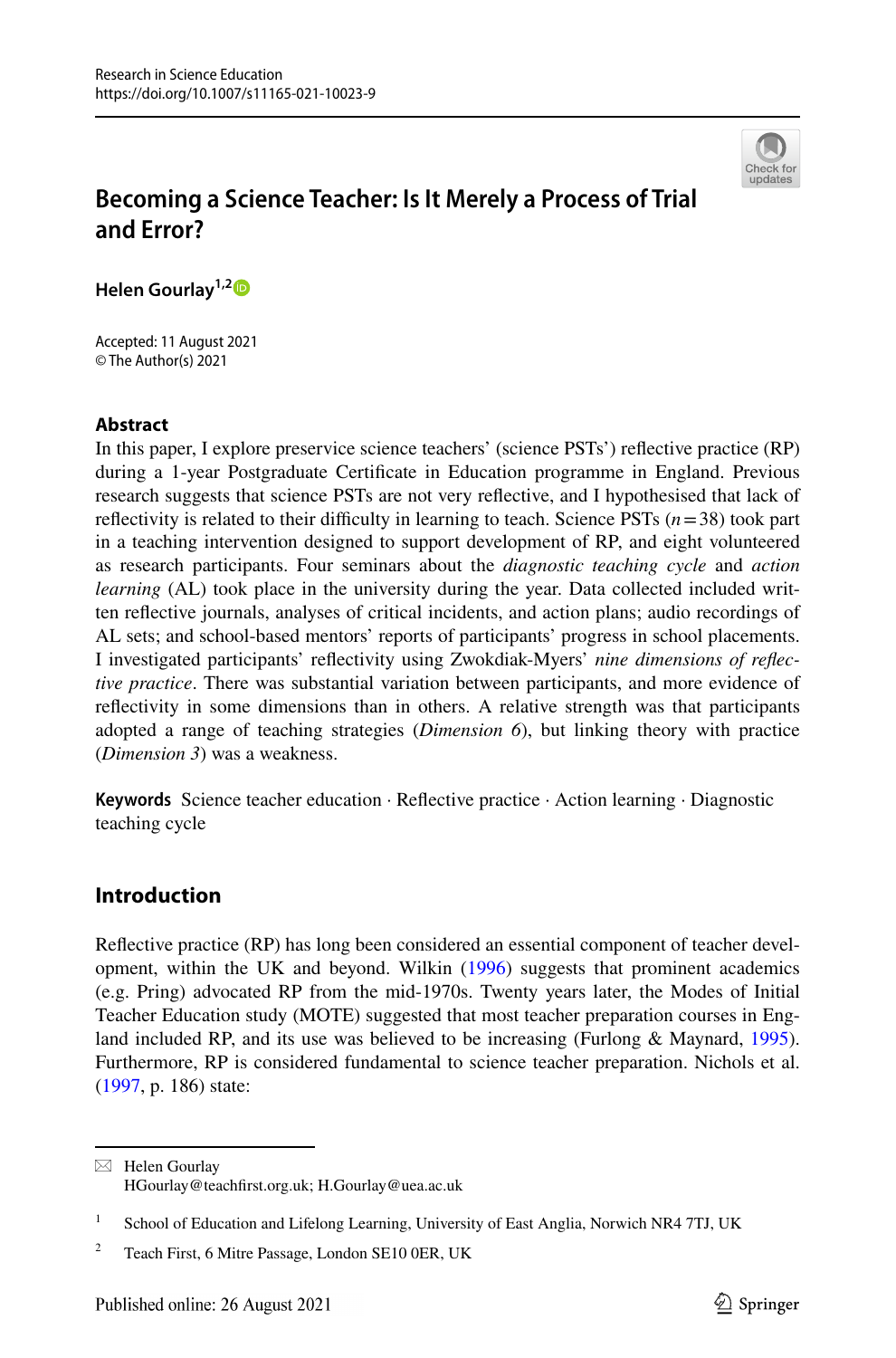Research in Science Education
https://doi.org/10.1007/s11165-021-10023-9

# Becoming a Science Teacher: Is It Merely a Process of Trial and Error?

**Helen Gourlay**[1,2]

Accepted: 11 August 2021
© The Author(s) 2021

## Abstract

In this paper, I explore preservice science teachers' (science PSTs') reflective practice (RP) during a 1-year Postgraduate Certificate in Education programme in England. Previous research suggests that science PSTs are not very reflective, and I hypothesised that lack of reflectivity is related to their difficulty in learning to teach. Science PSTs ($n = 38$) took part in a teaching intervention designed to support development of RP, and eight volunteered as research participants. Four seminars about the *diagnostic teaching cycle* and *action learning* (AL) took place in the university during the year. Data collected included written reflective journals, analyses of critical incidents, and action plans; audio recordings of AL sets; and school-based mentors' reports of participants' progress in school placements. I investigated participants' reflectivity using Zwokdiak-Myers' *nine dimensions of reflective practice*. There was substantial variation between participants, and more evidence of reflectivity in some dimensions than in others. A relative strength was that participants adopted a range of teaching strategies (*Dimension 6*), but linking theory with practice (*Dimension 3*) was a weakness.

**Keywords** Science teacher education · Reflective practice · Action learning · Diagnostic teaching cycle

## Introduction

Reflective practice (RP) has long been considered an essential component of teacher development, within the UK and beyond. Wilkin (1996) suggests that prominent academics (e.g. Pring) advocated RP from the mid-1970s. Twenty years later, the Modes of Initial Teacher Education study (MOTE) suggested that most teacher preparation courses in England included RP, and its use was believed to be increasing (Furlong & Maynard, 1995). Furthermore, RP is considered fundamental to science teacher preparation. Nichols et al. (1997, p. 186) state:

---

✉ Helen Gourlay
HGourlay@teachfirst.org.uk; H.Gourlay@uea.ac.uk

[1] School of Education and Lifelong Learning, University of East Anglia, Norwich NR4 7TJ, UK

[2] Teach First, 6 Mitre Passage, London SE10 0ER, UK

Published online: 26 August 2021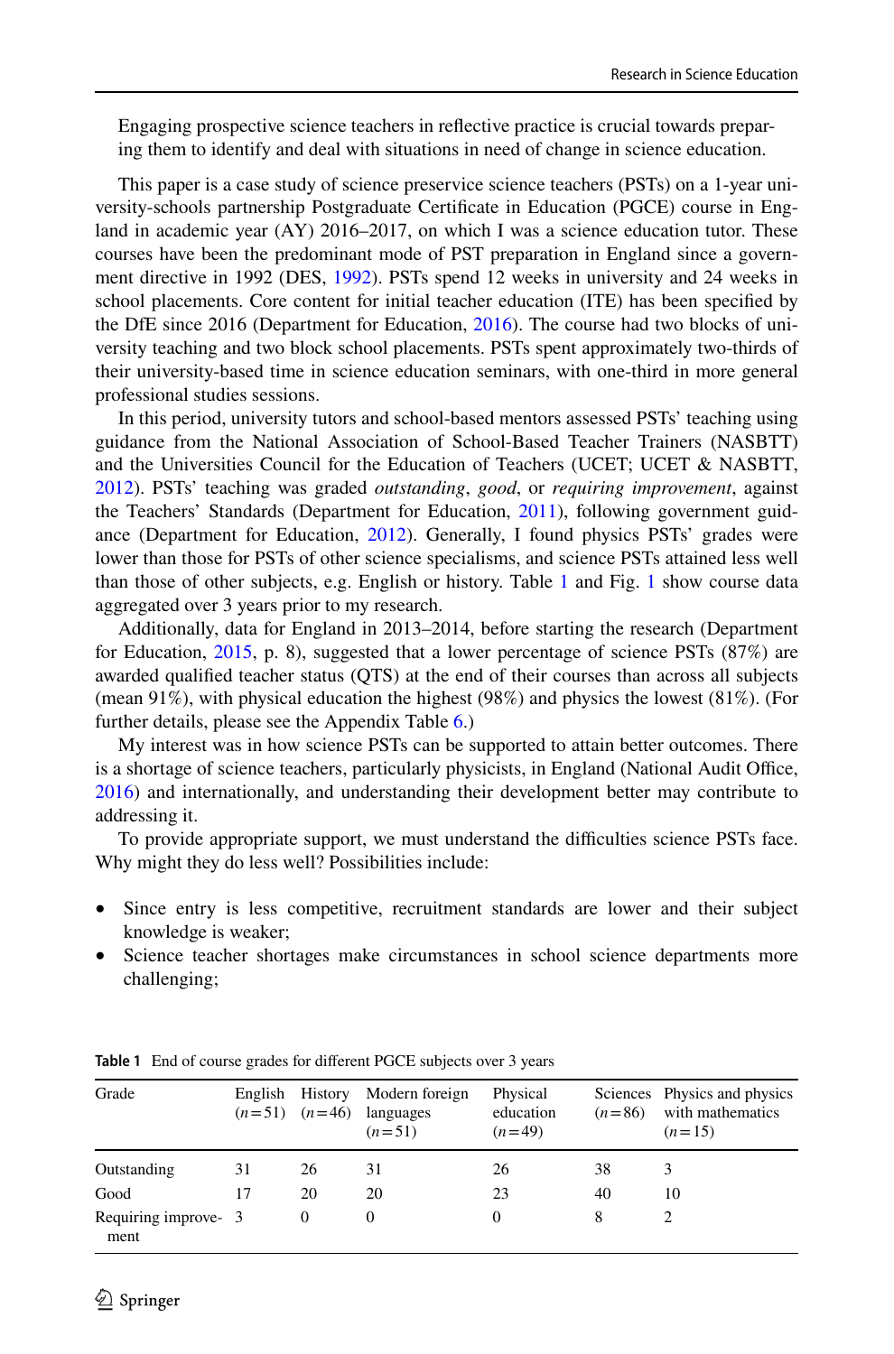Engaging prospective science teachers in reflective practice is crucial towards preparing them to identify and deal with situations in need of change in science education.

This paper is a case study of science preservice science teachers (PSTs) on a 1-year university-schools partnership Postgraduate Certificate in Education (PGCE) course in England in academic year (AY) 2016–2017, on which I was a science education tutor. These courses have been the predominant mode of PST preparation in England since a government directive in 1992 (DES, 1992). PSTs spend 12 weeks in university and 24 weeks in school placements. Core content for initial teacher education (ITE) has been specified by the DfE since 2016 (Department for Education, 2016). The course had two blocks of university teaching and two block school placements. PSTs spent approximately two-thirds of their university-based time in science education seminars, with one-third in more general professional studies sessions.

In this period, university tutors and school-based mentors assessed PSTs' teaching using guidance from the National Association of School-Based Teacher Trainers (NASBTT) and the Universities Council for the Education of Teachers (UCET; UCET & NASBTT, 2012). PSTs' teaching was graded *outstanding*, *good*, or *requiring improvement*, against the Teachers' Standards (Department for Education, 2011), following government guidance (Department for Education, 2012). Generally, I found physics PSTs' grades were lower than those for PSTs of other science specialisms, and science PSTs attained less well than those of other subjects, e.g. English or history. Table 1 and Fig. 1 show course data aggregated over 3 years prior to my research.

Additionally, data for England in 2013–2014, before starting the research (Department for Education, 2015, p. 8), suggested that a lower percentage of science PSTs (87%) are awarded qualified teacher status (QTS) at the end of their courses than across all subjects (mean 91%), with physical education the highest (98%) and physics the lowest (81%). (For further details, please see the Appendix Table 6.)

My interest was in how science PSTs can be supported to attain better outcomes. There is a shortage of science teachers, particularly physicists, in England (National Audit Office, 2016) and internationally, and understanding their development better may contribute to addressing it.

To provide appropriate support, we must understand the difficulties science PSTs face. Why might they do less well? Possibilities include:

- Since entry is less competitive, recruitment standards are lower and their subject knowledge is weaker;
- Science teacher shortages make circumstances in school science departments more challenging;

**Table 1** End of course grades for different PGCE subjects over 3 years

| Grade | English ($n=51$) | History ($n=46$) | Modern foreign languages ($n=51$) | Physical education ($n=49$) | Sciences ($n=86$) | Physics and physics with mathematics ($n=15$) |
|---|---|---|---|---|---|---|
| Outstanding | 31 | 26 | 31 | 26 | 38 | 3 |
| Good | 17 | 20 | 20 | 23 | 40 | 10 |
| Requiring improvement | 3 | 0 | 0 | 0 | 8 | 2 |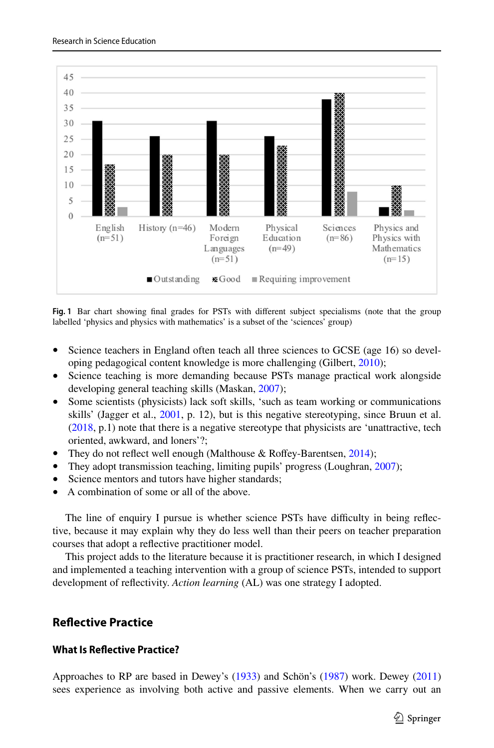45
40
35
30
25
20
15
10
5
0

English (n=51)
History (n=46)
Modern Foreign Languages (n=51)
Physical Education (n=49)
Sciences (n=86)
Physics and Physics with Mathematics (n=15)

Outstanding
Good
Requiring improvement

**Fig. 1** Bar chart showing final grades for PSTs with different subject specialisms (note that the group labelled 'physics and physics with mathematics' is a subset of the 'sciences' group)

- Science teachers in England often teach all three sciences to GCSE (age 16) so developing pedagogical content knowledge is more challenging (Gilbert, 2010);
- Science teaching is more demanding because PSTs manage practical work alongside developing general teaching skills (Maskan, 2007);
- Some scientists (physicists) lack soft skills, 'such as team working or communications skills' (Jagger et al., 2001, p. 12), but is this negative stereotyping, since Bruun et al. (2018, p.1) note that there is a negative stereotype that physicists are 'unattractive, tech oriented, awkward, and loners'?;
- They do not reflect well enough (Malthouse & Roffey-Barentsen, 2014);
- They adopt transmission teaching, limiting pupils' progress (Loughran, 2007);
- Science mentors and tutors have higher standards;
- A combination of some or all of the above.

The line of enquiry I pursue is whether science PSTs have difficulty in being reflective, because it may explain why they do less well than their peers on teacher preparation courses that adopt a reflective practitioner model.

This project adds to the literature because it is practitioner research, in which I designed and implemented a teaching intervention with a group of science PSTs, intended to support development of reflectivity. *Action learning* (AL) was one strategy I adopted.

## Reflective Practice

### What Is Reflective Practice?

Approaches to RP are based in Dewey's (1933) and Schön's (1987) work. Dewey (2011) sees experience as involving both active and passive elements. When we carry out an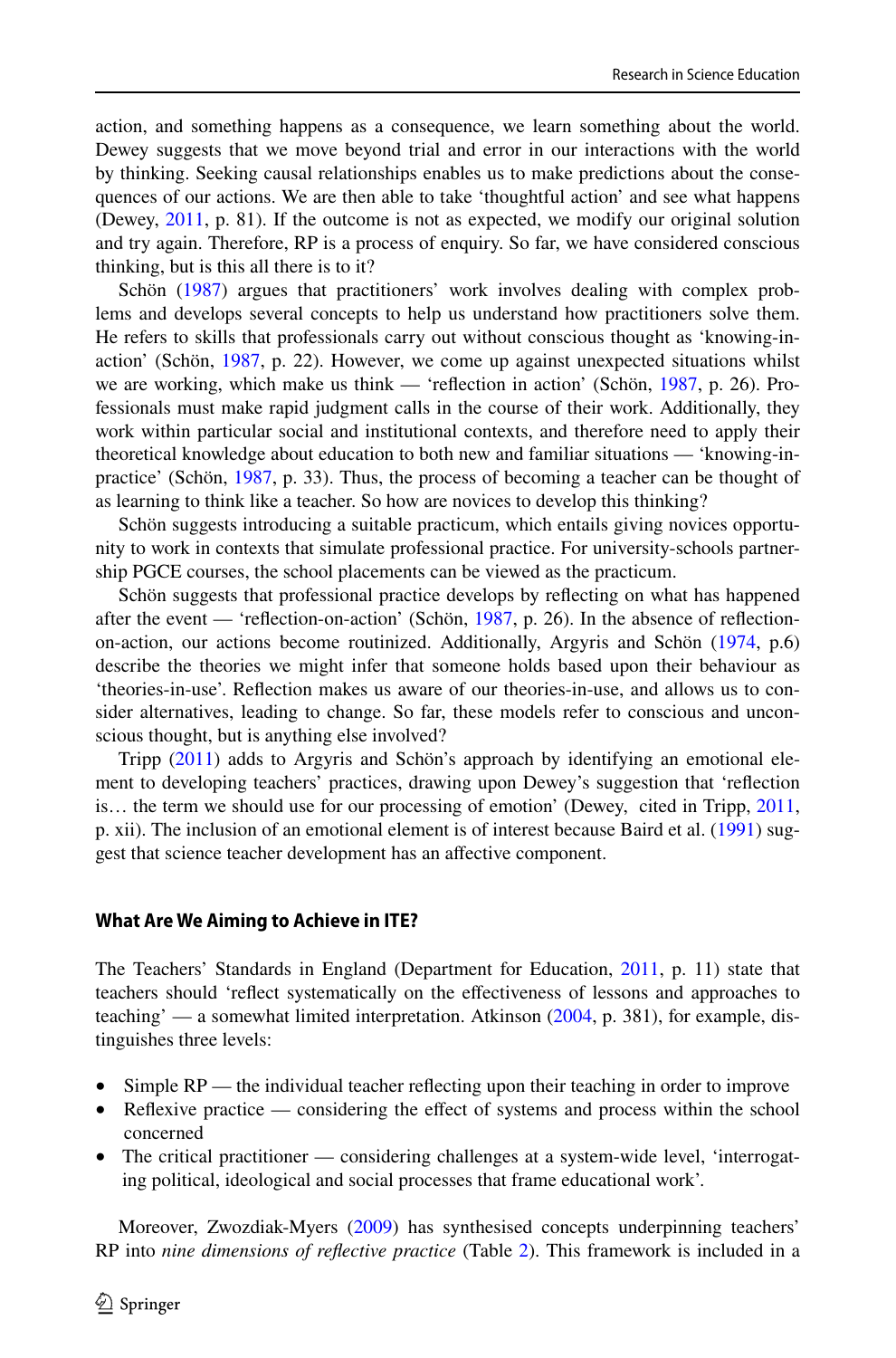action, and something happens as a consequence, we learn something about the world. Dewey suggests that we move beyond trial and error in our interactions with the world by thinking. Seeking causal relationships enables us to make predictions about the consequences of our actions. We are then able to take 'thoughtful action' and see what happens (Dewey, 2011, p. 81). If the outcome is not as expected, we modify our original solution and try again. Therefore, RP is a process of enquiry. So far, we have considered conscious thinking, but is this all there is to it?

Schön (1987) argues that practitioners' work involves dealing with complex problems and develops several concepts to help us understand how practitioners solve them. He refers to skills that professionals carry out without conscious thought as 'knowing-in-action' (Schön, 1987, p. 22). However, we come up against unexpected situations whilst we are working, which make us think — 'reflection in action' (Schön, 1987, p. 26). Professionals must make rapid judgment calls in the course of their work. Additionally, they work within particular social and institutional contexts, and therefore need to apply their theoretical knowledge about education to both new and familiar situations — 'knowing-in-practice' (Schön, 1987, p. 33). Thus, the process of becoming a teacher can be thought of as learning to think like a teacher. So how are novices to develop this thinking?

Schön suggests introducing a suitable practicum, which entails giving novices opportunity to work in contexts that simulate professional practice. For university-schools partnership PGCE courses, the school placements can be viewed as the practicum.

Schön suggests that professional practice develops by reflecting on what has happened after the event — 'reflection-on-action' (Schön, 1987, p. 26). In the absence of reflection-on-action, our actions become routinized. Additionally, Argyris and Schön (1974, p.6) describe the theories we might infer that someone holds based upon their behaviour as 'theories-in-use'. Reflection makes us aware of our theories-in-use, and allows us to consider alternatives, leading to change. So far, these models refer to conscious and unconscious thought, but is anything else involved?

Tripp (2011) adds to Argyris and Schön's approach by identifying an emotional element to developing teachers' practices, drawing upon Dewey's suggestion that 'reflection is… the term we should use for our processing of emotion' (Dewey, cited in Tripp, 2011, p. xii). The inclusion of an emotional element is of interest because Baird et al. (1991) suggest that science teacher development has an affective component.

### What Are We Aiming to Achieve in ITE?

The Teachers' Standards in England (Department for Education, 2011, p. 11) state that teachers should 'reflect systematically on the effectiveness of lessons and approaches to teaching' — a somewhat limited interpretation. Atkinson (2004, p. 381), for example, distinguishes three levels:

- Simple RP — the individual teacher reflecting upon their teaching in order to improve
- Reflexive practice — considering the effect of systems and process within the school concerned
- The critical practitioner — considering challenges at a system-wide level, 'interrogating political, ideological and social processes that frame educational work'.

Moreover, Zwozdiak-Myers (2009) has synthesised concepts underpinning teachers' RP into *nine dimensions of reflective practice* (Table 2). This framework is included in a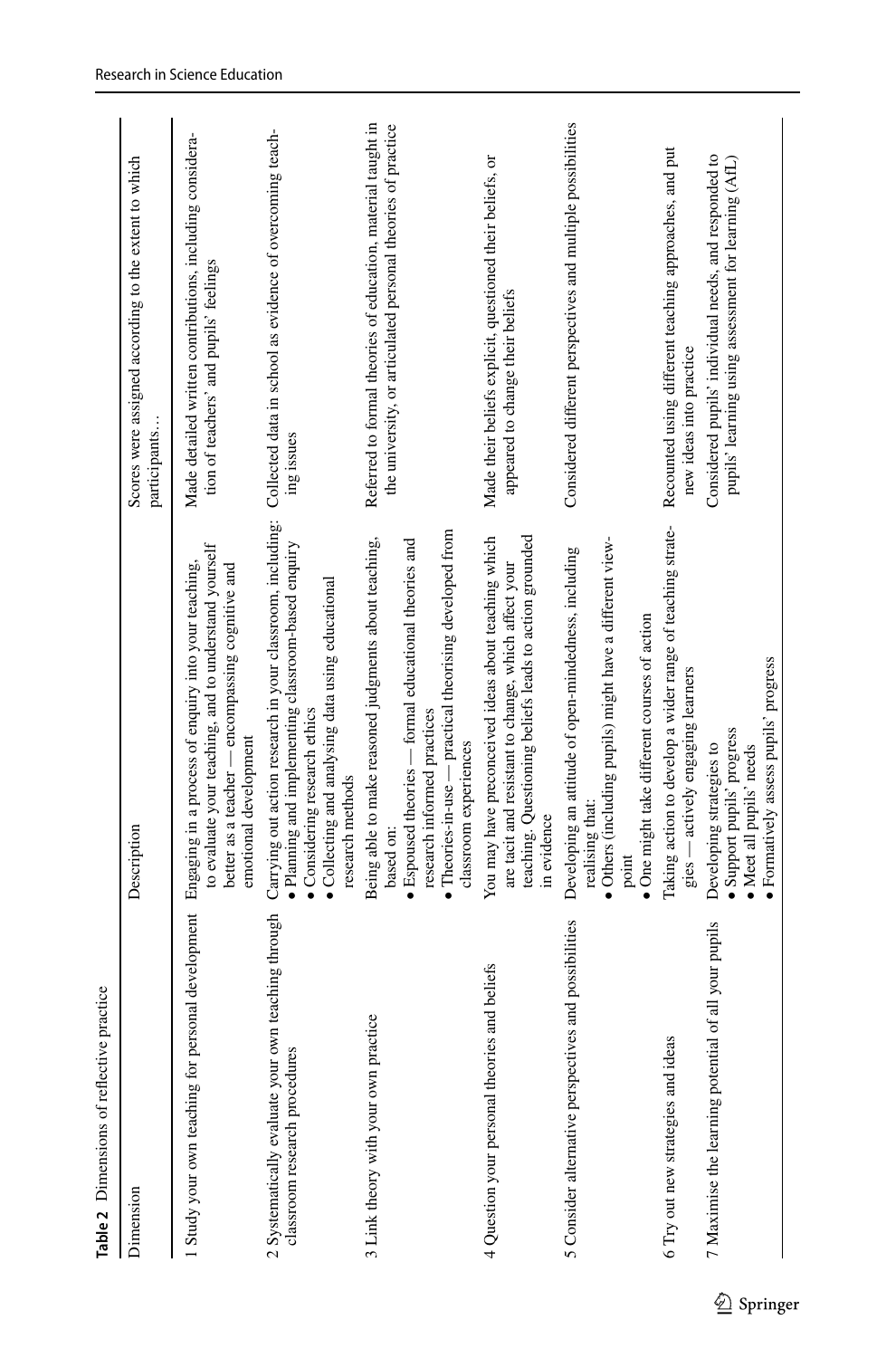**Table 2** Dimensions of reflective practice

| Dimension | Description | Scores were assigned according to the extent to which participants… |
|---|---|---|
| 1 Study your own teaching for personal development | Engaging in a process of enquiry into your teaching, to evaluate your teaching, and to understand yourself better as a teacher — encompassing cognitive and emotional development | Made detailed written contributions, including consideration of teachers' and pupils' feelings |
| 2 Systematically evaluate your own teaching through classroom research procedures | Carrying out action research in your classroom, including: • Planning and implementing classroom-based enquiry • Considering research ethics • Collecting and analysing data using educational research methods | Collected data in school as evidence of overcoming teaching issues |
| 3 Link theory with your own practice | Being able to make reasoned judgments about teaching, based on: • Espoused theories — formal educational theories and research informed practices • Theories-in-use — practical theorising developed from classroom experiences | Referred to formal theories of education, material taught in the university, or articulated personal theories of practice |
| 4 Question your personal theories and beliefs | You may have preconceived ideas about teaching which are tacit and resistant to change, which affect your teaching. Questioning beliefs leads to action grounded in evidence | Made their beliefs explicit, questioned their beliefs, or appeared to change their beliefs |
| 5 Consider alternative perspectives and possibilities | Developing an attitude of open-mindedness, including realising that: • Others (including pupils) might have a different viewpoint • One might take different courses of action | Considered different perspectives and multiple possibilities |
| 6 Try out new strategies and ideas | Taking action to develop a wider range of teaching strategies — actively engaging learners | Recounted using different teaching approaches, and put new ideas into practice |
| 7 Maximise the learning potential of all your pupils | Developing strategies to • Support pupils' progress • Meet all pupils' needs • Formatively assess pupils' progress | Considered pupils' individual needs, and responded to pupils' learning using assessment for learning (AfL) |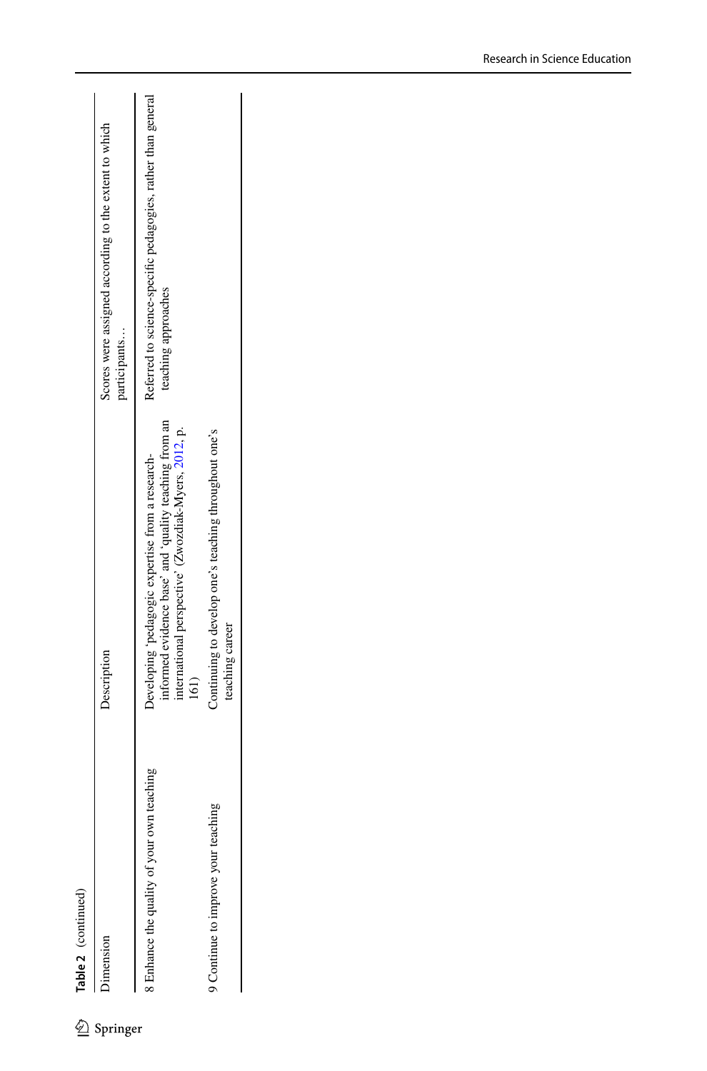Table 2 (continued)

| Dimension | Description | Scores were assigned according to the extent to which participants… |
|---|---|---|
| 8 Enhance the quality of your own teaching | Developing 'pedagogic expertise from a research-informed evidence base' and 'quality teaching from an international perspective' (Zwozdiak-Myers, 2012, p. 161) | Referred to science-specific pedagogies, rather than general teaching approaches |
| 9 Continue to improve your teaching | Continuing to develop one's teaching throughout one's teaching career | |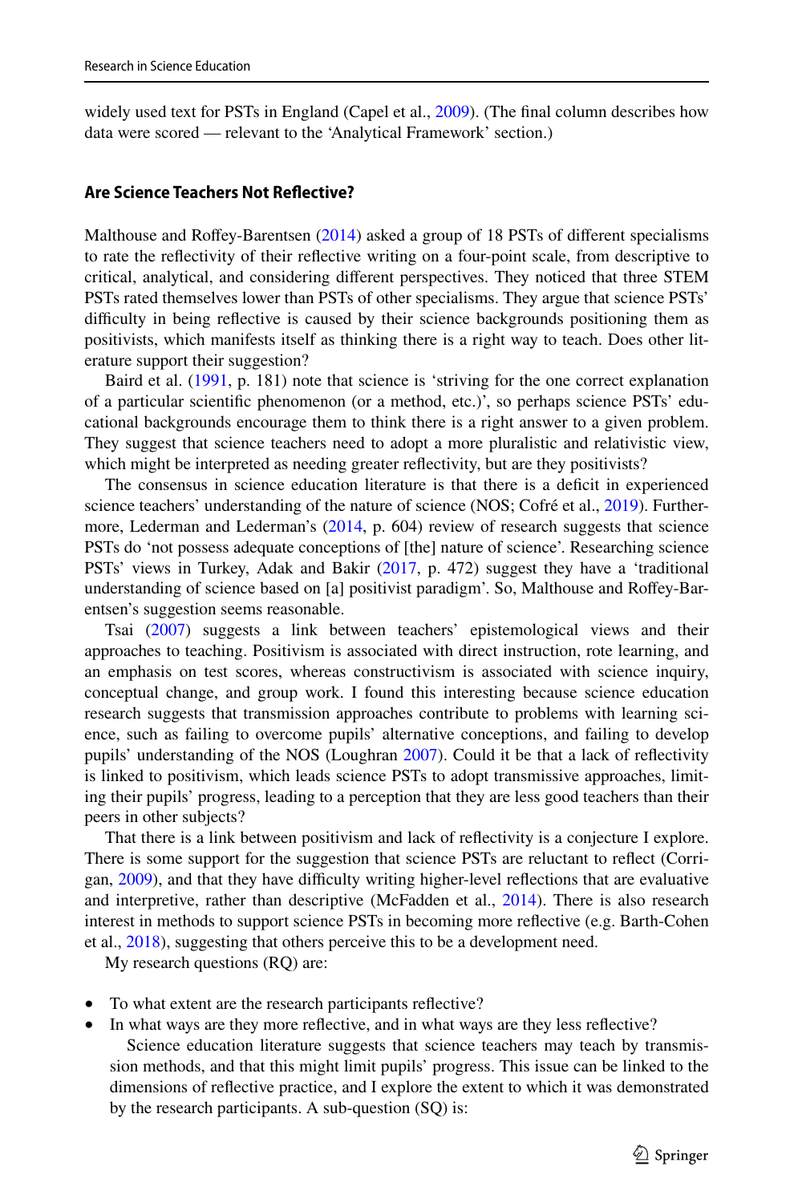widely used text for PSTs in England (Capel et al., 2009). (The final column describes how data were scored — relevant to the 'Analytical Framework' section.)

### Are Science Teachers Not Reflective?

Malthouse and Roffey-Barentsen (2014) asked a group of 18 PSTs of different specialisms to rate the reflectivity of their reflective writing on a four-point scale, from descriptive to critical, analytical, and considering different perspectives. They noticed that three STEM PSTs rated themselves lower than PSTs of other specialisms. They argue that science PSTs' difficulty in being reflective is caused by their science backgrounds positioning them as positivists, which manifests itself as thinking there is a right way to teach. Does other literature support their suggestion?

Baird et al. (1991, p. 181) note that science is 'striving for the one correct explanation of a particular scientific phenomenon (or a method, etc.)', so perhaps science PSTs' educational backgrounds encourage them to think there is a right answer to a given problem. They suggest that science teachers need to adopt a more pluralistic and relativistic view, which might be interpreted as needing greater reflectivity, but are they positivists?

The consensus in science education literature is that there is a deficit in experienced science teachers' understanding of the nature of science (NOS; Cofré et al., 2019). Furthermore, Lederman and Lederman's (2014, p. 604) review of research suggests that science PSTs do 'not possess adequate conceptions of [the] nature of science'. Researching science PSTs' views in Turkey, Adak and Bakir (2017, p. 472) suggest they have a 'traditional understanding of science based on [a] positivist paradigm'. So, Malthouse and Roffey-Barentsen's suggestion seems reasonable.

Tsai (2007) suggests a link between teachers' epistemological views and their approaches to teaching. Positivism is associated with direct instruction, rote learning, and an emphasis on test scores, whereas constructivism is associated with science inquiry, conceptual change, and group work. I found this interesting because science education research suggests that transmission approaches contribute to problems with learning science, such as failing to overcome pupils' alternative conceptions, and failing to develop pupils' understanding of the NOS (Loughran 2007). Could it be that a lack of reflectivity is linked to positivism, which leads science PSTs to adopt transmissive approaches, limiting their pupils' progress, leading to a perception that they are less good teachers than their peers in other subjects?

That there is a link between positivism and lack of reflectivity is a conjecture I explore. There is some support for the suggestion that science PSTs are reluctant to reflect (Corrigan, 2009), and that they have difficulty writing higher-level reflections that are evaluative and interpretive, rather than descriptive (McFadden et al., 2014). There is also research interest in methods to support science PSTs in becoming more reflective (e.g. Barth-Cohen et al., 2018), suggesting that others perceive this to be a development need.

My research questions (RQ) are:

- To what extent are the research participants reflective?
- In what ways are they more reflective, and in what ways are they less reflective?

  Science education literature suggests that science teachers may teach by transmission methods, and that this might limit pupils' progress. This issue can be linked to the dimensions of reflective practice, and I explore the extent to which it was demonstrated by the research participants. A sub-question (SQ) is: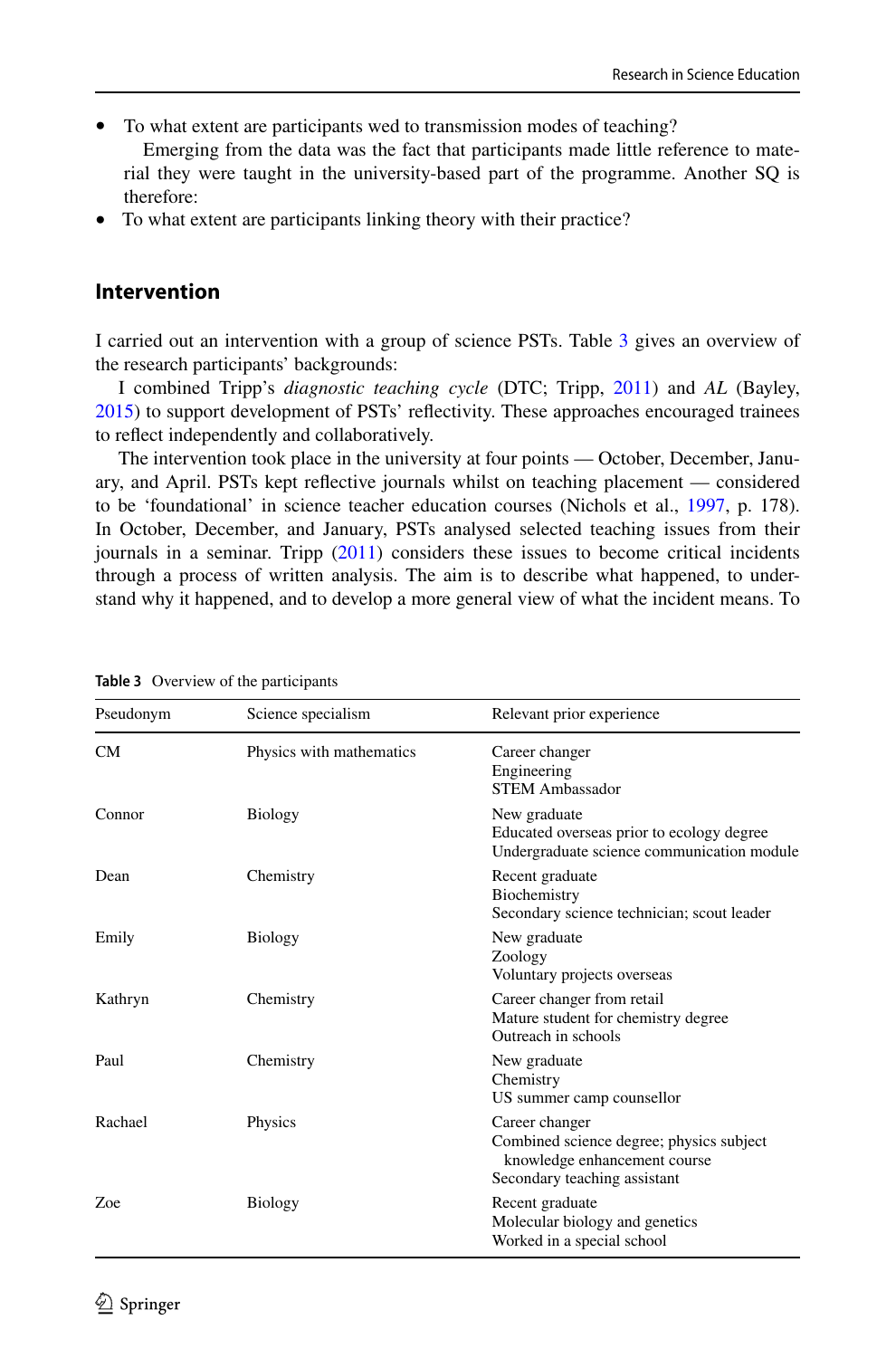- To what extent are participants wed to transmission modes of teaching?

  Emerging from the data was the fact that participants made little reference to material they were taught in the university-based part of the programme. Another SQ is therefore:
- To what extent are participants linking theory with their practice?

## Intervention

I carried out an intervention with a group of science PSTs. Table 3 gives an overview of the research participants' backgrounds:

I combined Tripp's *diagnostic teaching cycle* (DTC; Tripp, 2011) and *AL* (Bayley, 2015) to support development of PSTs' reflectivity. These approaches encouraged trainees to reflect independently and collaboratively.

The intervention took place in the university at four points — October, December, January, and April. PSTs kept reflective journals whilst on teaching placement — considered to be 'foundational' in science teacher education courses (Nichols et al., 1997, p. 178). In October, December, and January, PSTs analysed selected teaching issues from their journals in a seminar. Tripp (2011) considers these issues to become critical incidents through a process of written analysis. The aim is to describe what happened, to understand why it happened, and to develop a more general view of what the incident means. To

**Table 3** Overview of the participants

| Pseudonym | Science specialism | Relevant prior experience |
|---|---|---|
| CM | Physics with mathematics | Career changer<br>Engineering<br>STEM Ambassador |
| Connor | Biology | New graduate<br>Educated overseas prior to ecology degree<br>Undergraduate science communication module |
| Dean | Chemistry | Recent graduate<br>Biochemistry<br>Secondary science technician; scout leader |
| Emily | Biology | New graduate<br>Zoology<br>Voluntary projects overseas |
| Kathryn | Chemistry | Career changer from retail<br>Mature student for chemistry degree<br>Outreach in schools |
| Paul | Chemistry | New graduate<br>Chemistry<br>US summer camp counsellor |
| Rachael | Physics | Career changer<br>Combined science degree; physics subject knowledge enhancement course<br>Secondary teaching assistant |
| Zoe | Biology | Recent graduate<br>Molecular biology and genetics<br>Worked in a special school |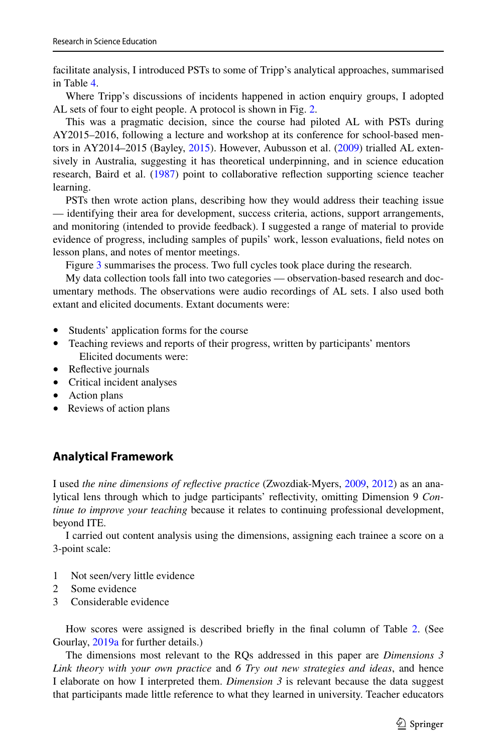facilitate analysis, I introduced PSTs to some of Tripp's analytical approaches, summarised in Table 4.

Where Tripp's discussions of incidents happened in action enquiry groups, I adopted AL sets of four to eight people. A protocol is shown in Fig. 2.

This was a pragmatic decision, since the course had piloted AL with PSTs during AY2015–2016, following a lecture and workshop at its conference for school-based mentors in AY2014–2015 (Bayley, 2015). However, Aubusson et al. (2009) trialled AL extensively in Australia, suggesting it has theoretical underpinning, and in science education research, Baird et al. (1987) point to collaborative reflection supporting science teacher learning.

PSTs then wrote action plans, describing how they would address their teaching issue — identifying their area for development, success criteria, actions, support arrangements, and monitoring (intended to provide feedback). I suggested a range of material to provide evidence of progress, including samples of pupils' work, lesson evaluations, field notes on lesson plans, and notes of mentor meetings.

Figure 3 summarises the process. Two full cycles took place during the research.

My data collection tools fall into two categories — observation-based research and documentary methods. The observations were audio recordings of AL sets. I also used both extant and elicited documents. Extant documents were:

- Students' application forms for the course
- Teaching reviews and reports of their progress, written by participants' mentors

Elicited documents were:

- Reflective journals
- Critical incident analyses
- Action plans
- Reviews of action plans

## Analytical Framework

I used *the nine dimensions of reflective practice* (Zwozdiak-Myers, 2009, 2012) as an analytical lens through which to judge participants' reflectivity, omitting Dimension 9 *Continue to improve your teaching* because it relates to continuing professional development, beyond ITE.

I carried out content analysis using the dimensions, assigning each trainee a score on a 3-point scale:

1 Not seen/very little evidence
2 Some evidence
3 Considerable evidence

How scores were assigned is described briefly in the final column of Table 2. (See Gourlay, 2019a for further details.)

The dimensions most relevant to the RQs addressed in this paper are *Dimensions 3 Link theory with your own practice* and *6 Try out new strategies and ideas*, and hence I elaborate on how I interpreted them. *Dimension 3* is relevant because the data suggest that participants made little reference to what they learned in university. Teacher educators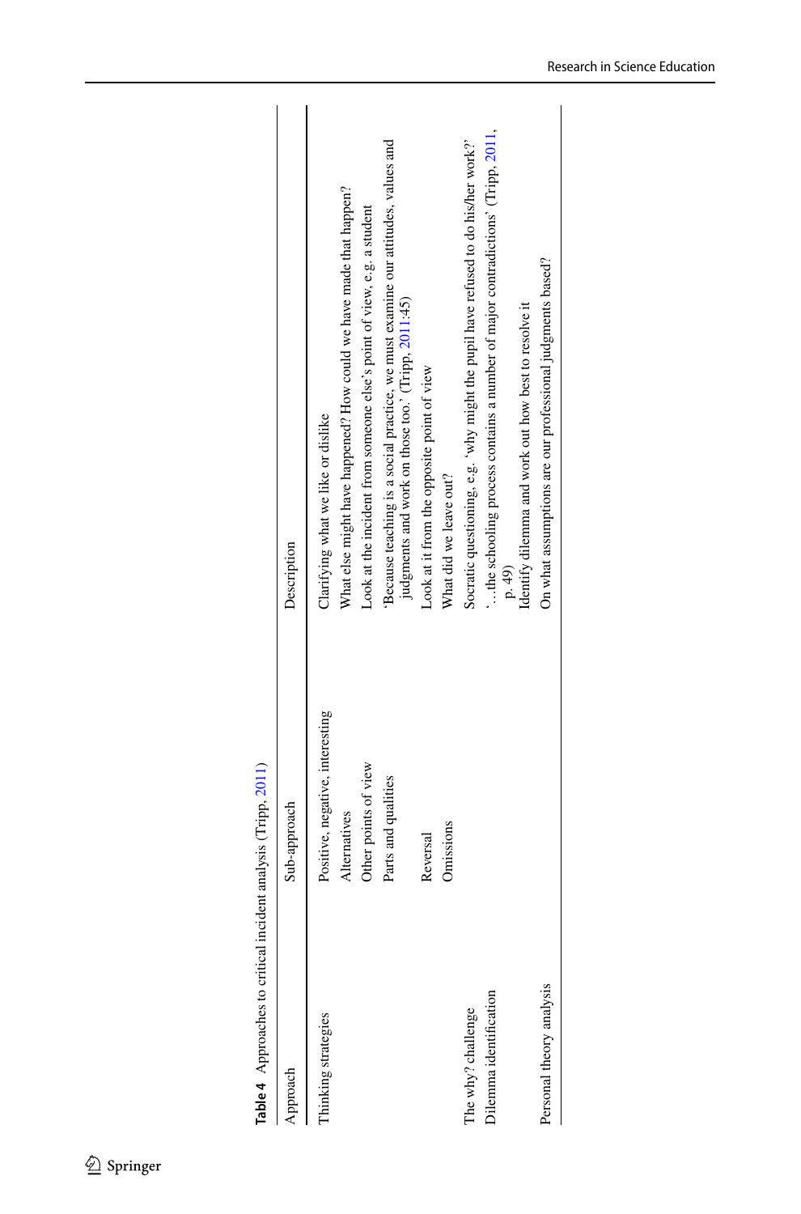**Table 4** Approaches to critical incident analysis (Tripp, 2011)

| Approach | Sub-approach | Description |
|---|---|---|
| Thinking strategies | Positive, negative, interesting | Clarifying what we like or dislike |
| | Alternatives | What else might have happened? How could we have made that happen? |
| | Other points of view | Look at the incident from someone else's point of view, e.g. a student |
| | Parts and qualities | 'Because teaching is a social practice, we must examine our attitudes, values and judgments and work on those too.' (Tripp, 2011:45) |
| | Reversal | Look at it from the opposite point of view |
| | Omissions | What did we leave out? |
| The why? challenge | | Socratic questioning, e.g. 'why might the pupil have refused to do his/her work?' |
| Dilemma identification | | '…the schooling process contains a number of major contradictions' (Tripp, 2011, p. 49) |
| | | Identify dilemma and work out how best to resolve it |
| Personal theory analysis | | On what assumptions are our professional judgments based? |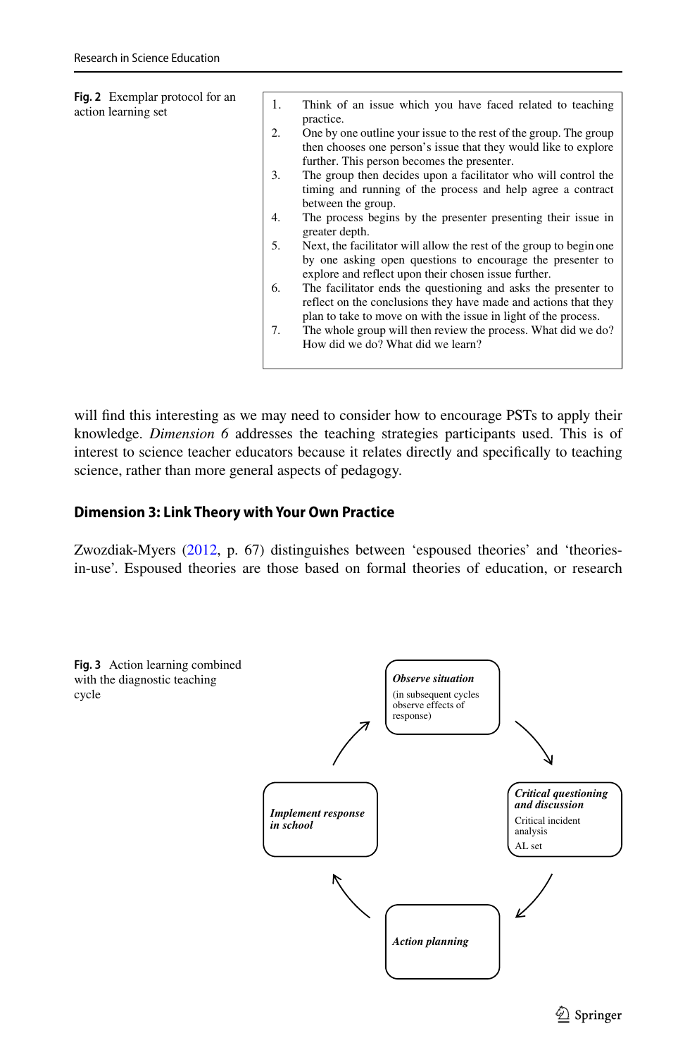**Fig. 2** Exemplar protocol for an action learning set

1. Think of an issue which you have faced related to teaching practice.
2. One by one outline your issue to the rest of the group. The group then chooses one person's issue that they would like to explore further. This person becomes the presenter.
3. The group then decides upon a facilitator who will control the timing and running of the process and help agree a contract between the group.
4. The process begins by the presenter presenting their issue in greater depth.
5. Next, the facilitator will allow the rest of the group to begin one by one asking open questions to encourage the presenter to explore and reflect upon their chosen issue further.
6. The facilitator ends the questioning and asks the presenter to reflect on the conclusions they have made and actions that they plan to take to move on with the issue in light of the process.
7. The whole group will then review the process. What did we do? How did we do? What did we learn?

will find this interesting as we may need to consider how to encourage PSTs to apply their knowledge. *Dimension 6* addresses the teaching strategies participants used. This is of interest to science teacher educators because it relates directly and specifically to teaching science, rather than more general aspects of pedagogy.

## Dimension 3: Link Theory with Your Own Practice

Zwozdiak-Myers (2012, p. 67) distinguishes between 'espoused theories' and 'theories-in-use'. Espoused theories are those based on formal theories of education, or research

**Fig. 3** Action learning combined with the diagnostic teaching cycle

***Observe situation***
(in subsequent cycles observe effects of response)

***Critical questioning and discussion***
Critical incident analysis
AL set

***Action planning***

***Implement response in school***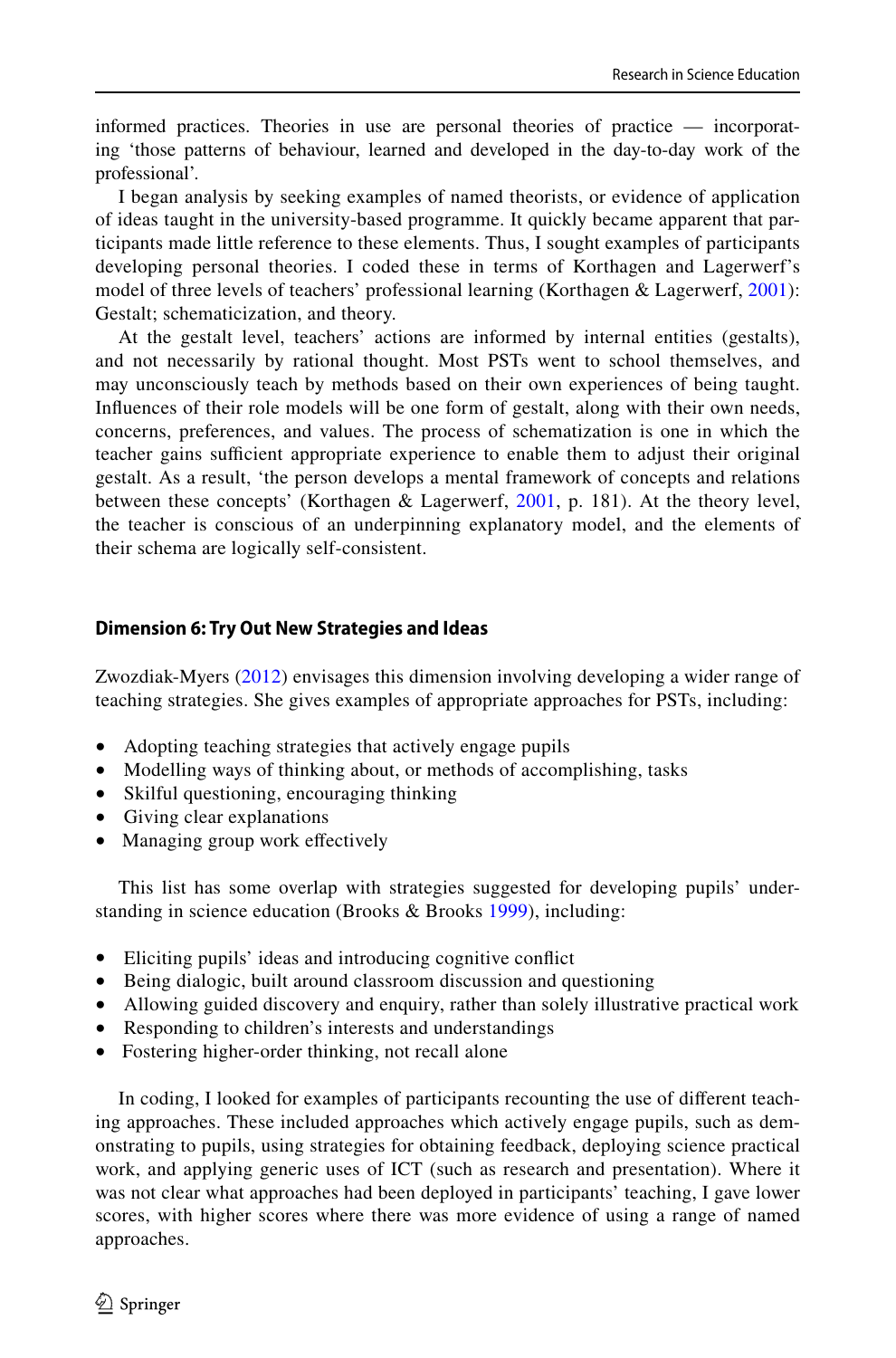informed practices. Theories in use are personal theories of practice — incorporating 'those patterns of behaviour, learned and developed in the day-to-day work of the professional'.

I began analysis by seeking examples of named theorists, or evidence of application of ideas taught in the university-based programme. It quickly became apparent that participants made little reference to these elements. Thus, I sought examples of participants developing personal theories. I coded these in terms of Korthagen and Lagerwerf's model of three levels of teachers' professional learning (Korthagen & Lagerwerf, 2001): Gestalt; schematicization, and theory.

At the gestalt level, teachers' actions are informed by internal entities (gestalts), and not necessarily by rational thought. Most PSTs went to school themselves, and may unconsciously teach by methods based on their own experiences of being taught. Influences of their role models will be one form of gestalt, along with their own needs, concerns, preferences, and values. The process of schematization is one in which the teacher gains sufficient appropriate experience to enable them to adjust their original gestalt. As a result, 'the person develops a mental framework of concepts and relations between these concepts' (Korthagen & Lagerwerf, 2001, p. 181). At the theory level, the teacher is conscious of an underpinning explanatory model, and the elements of their schema are logically self-consistent.

#### Dimension 6: Try Out New Strategies and Ideas

Zwozdiak-Myers (2012) envisages this dimension involving developing a wider range of teaching strategies. She gives examples of appropriate approaches for PSTs, including:

- Adopting teaching strategies that actively engage pupils
- Modelling ways of thinking about, or methods of accomplishing, tasks
- Skilful questioning, encouraging thinking
- Giving clear explanations
- Managing group work effectively

This list has some overlap with strategies suggested for developing pupils' understanding in science education (Brooks & Brooks 1999), including:

- Eliciting pupils' ideas and introducing cognitive conflict
- Being dialogic, built around classroom discussion and questioning
- Allowing guided discovery and enquiry, rather than solely illustrative practical work
- Responding to children's interests and understandings
- Fostering higher-order thinking, not recall alone

In coding, I looked for examples of participants recounting the use of different teaching approaches. These included approaches which actively engage pupils, such as demonstrating to pupils, using strategies for obtaining feedback, deploying science practical work, and applying generic uses of ICT (such as research and presentation). Where it was not clear what approaches had been deployed in participants' teaching, I gave lower scores, with higher scores where there was more evidence of using a range of named approaches.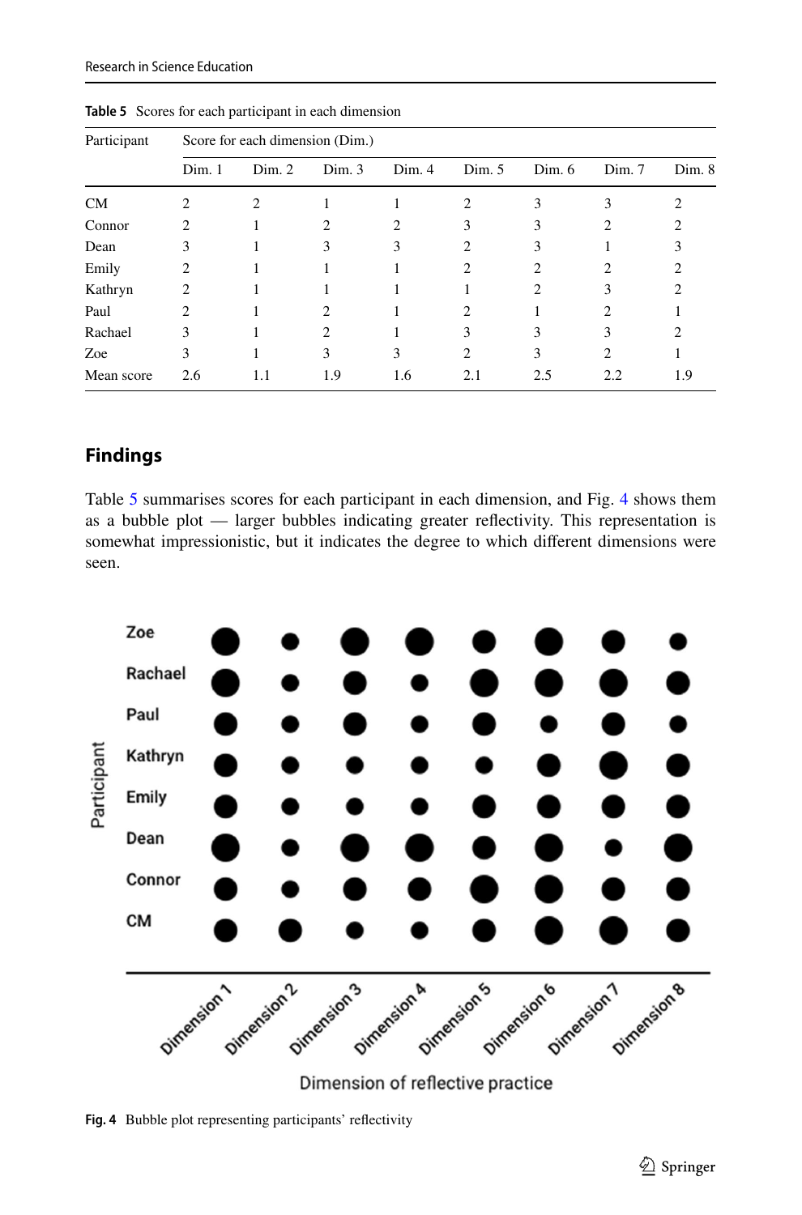**Table 5** Scores for each participant in each dimension

| Participant | Score for each dimension (Dim.) | | | | | | | |
|---|---|---|---|---|---|---|---|---|
| | Dim. 1 | Dim. 2 | Dim. 3 | Dim. 4 | Dim. 5 | Dim. 6 | Dim. 7 | Dim. 8 |
| CM | 2 | 2 | 1 | 1 | 2 | 3 | 3 | 2 |
| Connor | 2 | 1 | 2 | 2 | 3 | 3 | 2 | 2 |
| Dean | 3 | 1 | 3 | 3 | 2 | 3 | 1 | 3 |
| Emily | 2 | 1 | 1 | 1 | 2 | 2 | 2 | 2 |
| Kathryn | 2 | 1 | 1 | 1 | 1 | 2 | 3 | 2 |
| Paul | 2 | 1 | 2 | 1 | 2 | 1 | 2 | 1 |
| Rachael | 3 | 1 | 2 | 1 | 3 | 3 | 3 | 2 |
| Zoe | 3 | 1 | 3 | 3 | 2 | 3 | 2 | 1 |
| Mean score | 2.6 | 1.1 | 1.9 | 1.6 | 2.1 | 2.5 | 2.2 | 1.9 |

## Findings

Table 5 summarises scores for each participant in each dimension, and Fig. 4 shows them as a bubble plot — larger bubbles indicating greater reflectivity. This representation is somewhat impressionistic, but it indicates the degree to which different dimensions were seen.

Participant

Zoe
Rachael
Paul
Kathryn
Emily
Dean
Connor
CM

Dimension 1
Dimension 2
Dimension 3
Dimension 4
Dimension 5
Dimension 6
Dimension 7
Dimension 8

Dimension of reflective practice

**Fig. 4** Bubble plot representing participants' reflectivity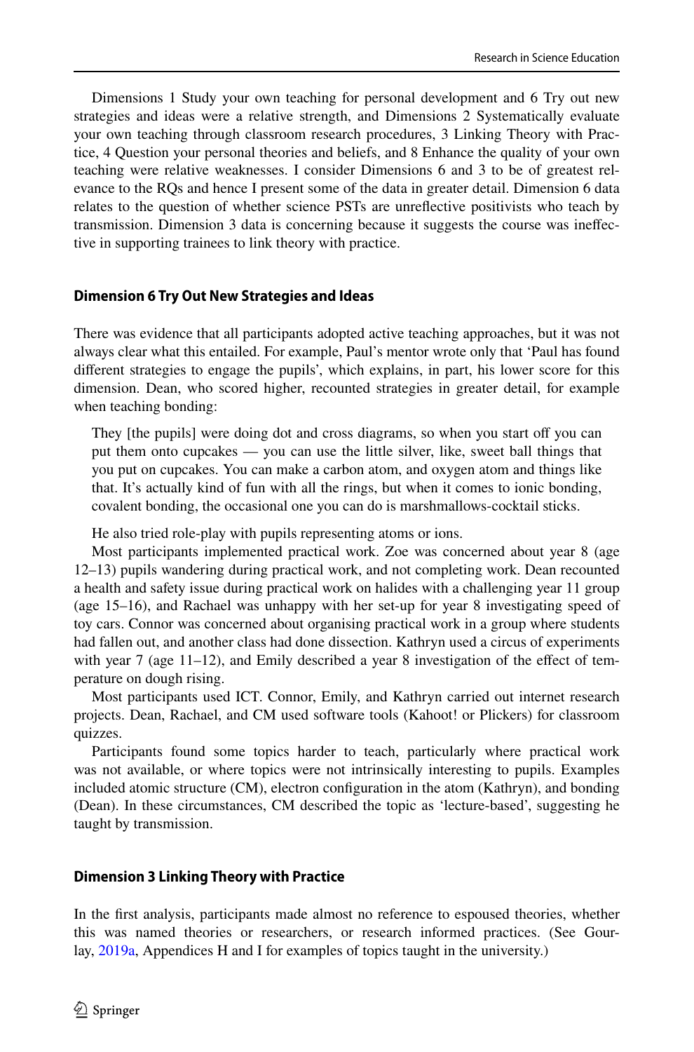Dimensions 1 Study your own teaching for personal development and 6 Try out new strategies and ideas were a relative strength, and Dimensions 2 Systematically evaluate your own teaching through classroom research procedures, 3 Linking Theory with Practice, 4 Question your personal theories and beliefs, and 8 Enhance the quality of your own teaching were relative weaknesses. I consider Dimensions 6 and 3 to be of greatest relevance to the RQs and hence I present some of the data in greater detail. Dimension 6 data relates to the question of whether science PSTs are unreflective positivists who teach by transmission. Dimension 3 data is concerning because it suggests the course was ineffective in supporting trainees to link theory with practice.

### Dimension 6 Try Out New Strategies and Ideas

There was evidence that all participants adopted active teaching approaches, but it was not always clear what this entailed. For example, Paul's mentor wrote only that 'Paul has found different strategies to engage the pupils', which explains, in part, his lower score for this dimension. Dean, who scored higher, recounted strategies in greater detail, for example when teaching bonding:

> They [the pupils] were doing dot and cross diagrams, so when you start off you can put them onto cupcakes — you can use the little silver, like, sweet ball things that you put on cupcakes. You can make a carbon atom, and oxygen atom and things like that. It's actually kind of fun with all the rings, but when it comes to ionic bonding, covalent bonding, the occasional one you can do is marshmallows-cocktail sticks.

He also tried role-play with pupils representing atoms or ions.

Most participants implemented practical work. Zoe was concerned about year 8 (age 12–13) pupils wandering during practical work, and not completing work. Dean recounted a health and safety issue during practical work on halides with a challenging year 11 group (age 15–16), and Rachael was unhappy with her set-up for year 8 investigating speed of toy cars. Connor was concerned about organising practical work in a group where students had fallen out, and another class had done dissection. Kathryn used a circus of experiments with year 7 (age 11–12), and Emily described a year 8 investigation of the effect of temperature on dough rising.

Most participants used ICT. Connor, Emily, and Kathryn carried out internet research projects. Dean, Rachael, and CM used software tools (Kahoot! or Plickers) for classroom quizzes.

Participants found some topics harder to teach, particularly where practical work was not available, or where topics were not intrinsically interesting to pupils. Examples included atomic structure (CM), electron configuration in the atom (Kathryn), and bonding (Dean). In these circumstances, CM described the topic as 'lecture-based', suggesting he taught by transmission.

### Dimension 3 Linking Theory with Practice

In the first analysis, participants made almost no reference to espoused theories, whether this was named theories or researchers, or research informed practices. (See Gourlay, 2019a, Appendices H and I for examples of topics taught in the university.)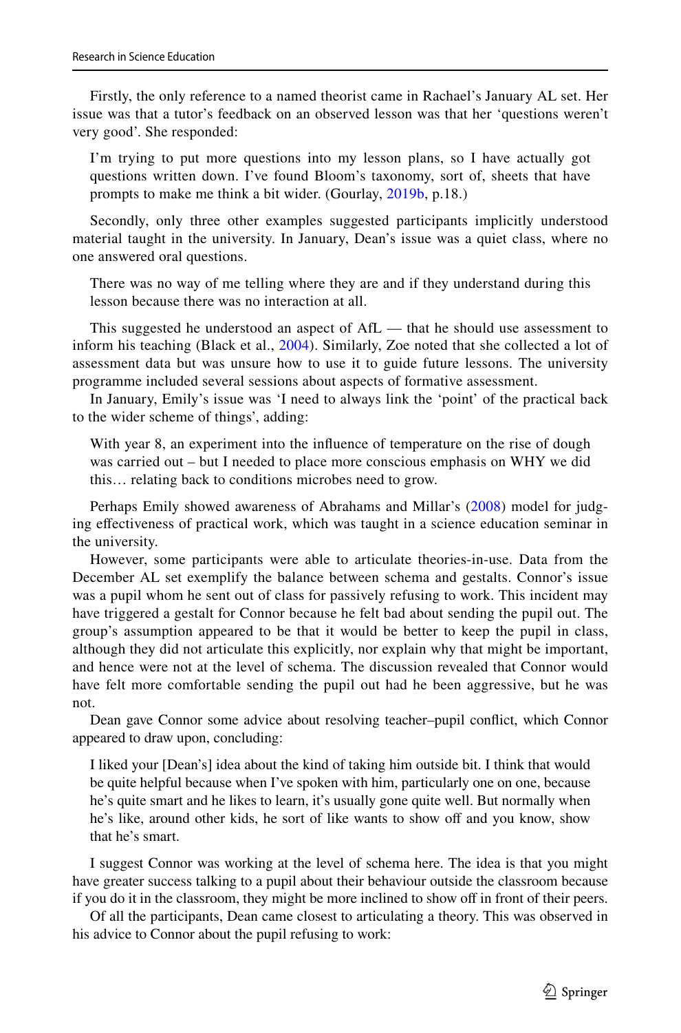Firstly, the only reference to a named theorist came in Rachael's January AL set. Her issue was that a tutor's feedback on an observed lesson was that her 'questions weren't very good'. She responded:

> I'm trying to put more questions into my lesson plans, so I have actually got questions written down. I've found Bloom's taxonomy, sort of, sheets that have prompts to make me think a bit wider. (Gourlay, 2019b, p.18.)

Secondly, only three other examples suggested participants implicitly understood material taught in the university. In January, Dean's issue was a quiet class, where no one answered oral questions.

> There was no way of me telling where they are and if they understand during this lesson because there was no interaction at all.

This suggested he understood an aspect of AfL — that he should use assessment to inform his teaching (Black et al., 2004). Similarly, Zoe noted that she collected a lot of assessment data but was unsure how to use it to guide future lessons. The university programme included several sessions about aspects of formative assessment.

In January, Emily's issue was 'I need to always link the 'point' of the practical back to the wider scheme of things', adding:

> With year 8, an experiment into the influence of temperature on the rise of dough was carried out – but I needed to place more conscious emphasis on WHY we did this… relating back to conditions microbes need to grow.

Perhaps Emily showed awareness of Abrahams and Millar's (2008) model for judging effectiveness of practical work, which was taught in a science education seminar in the university.

However, some participants were able to articulate theories-in-use. Data from the December AL set exemplify the balance between schema and gestalts. Connor's issue was a pupil whom he sent out of class for passively refusing to work. This incident may have triggered a gestalt for Connor because he felt bad about sending the pupil out. The group's assumption appeared to be that it would be better to keep the pupil in class, although they did not articulate this explicitly, nor explain why that might be important, and hence were not at the level of schema. The discussion revealed that Connor would have felt more comfortable sending the pupil out had he been aggressive, but he was not.

Dean gave Connor some advice about resolving teacher–pupil conflict, which Connor appeared to draw upon, concluding:

> I liked your [Dean's] idea about the kind of taking him outside bit. I think that would be quite helpful because when I've spoken with him, particularly one on one, because he's quite smart and he likes to learn, it's usually gone quite well. But normally when he's like, around other kids, he sort of like wants to show off and you know, show that he's smart.

I suggest Connor was working at the level of schema here. The idea is that you might have greater success talking to a pupil about their behaviour outside the classroom because if you do it in the classroom, they might be more inclined to show off in front of their peers.

Of all the participants, Dean came closest to articulating a theory. This was observed in his advice to Connor about the pupil refusing to work: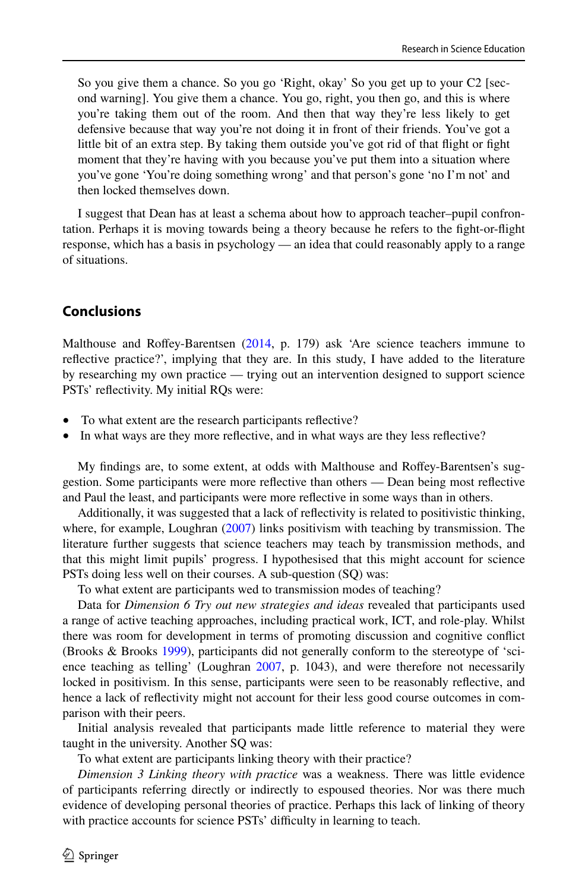So you give them a chance. So you go 'Right, okay' So you get up to your C2 [second warning]. You give them a chance. You go, right, you then go, and this is where you're taking them out of the room. And then that way they're less likely to get defensive because that way you're not doing it in front of their friends. You've got a little bit of an extra step. By taking them outside you've got rid of that flight or fight moment that they're having with you because you've put them into a situation where you've gone 'You're doing something wrong' and that person's gone 'no I'm not' and then locked themselves down.

I suggest that Dean has at least a schema about how to approach teacher–pupil confrontation. Perhaps it is moving towards being a theory because he refers to the fight-or-flight response, which has a basis in psychology — an idea that could reasonably apply to a range of situations.

## Conclusions

Malthouse and Roffey-Barentsen (2014, p. 179) ask 'Are science teachers immune to reflective practice?', implying that they are. In this study, I have added to the literature by researching my own practice — trying out an intervention designed to support science PSTs' reflectivity. My initial RQs were:

- To what extent are the research participants reflective?
- In what ways are they more reflective, and in what ways are they less reflective?

My findings are, to some extent, at odds with Malthouse and Roffey-Barentsen's suggestion. Some participants were more reflective than others — Dean being most reflective and Paul the least, and participants were more reflective in some ways than in others.

Additionally, it was suggested that a lack of reflectivity is related to positivistic thinking, where, for example, Loughran (2007) links positivism with teaching by transmission. The literature further suggests that science teachers may teach by transmission methods, and that this might limit pupils' progress. I hypothesised that this might account for science PSTs doing less well on their courses. A sub-question (SQ) was:

To what extent are participants wed to transmission modes of teaching?

Data for *Dimension 6 Try out new strategies and ideas* revealed that participants used a range of active teaching approaches, including practical work, ICT, and role-play. Whilst there was room for development in terms of promoting discussion and cognitive conflict (Brooks & Brooks 1999), participants did not generally conform to the stereotype of 'science teaching as telling' (Loughran 2007, p. 1043), and were therefore not necessarily locked in positivism. In this sense, participants were seen to be reasonably reflective, and hence a lack of reflectivity might not account for their less good course outcomes in comparison with their peers.

Initial analysis revealed that participants made little reference to material they were taught in the university. Another SQ was:

To what extent are participants linking theory with their practice?

*Dimension 3 Linking theory with practice* was a weakness. There was little evidence of participants referring directly or indirectly to espoused theories. Nor was there much evidence of developing personal theories of practice. Perhaps this lack of linking of theory with practice accounts for science PSTs' difficulty in learning to teach.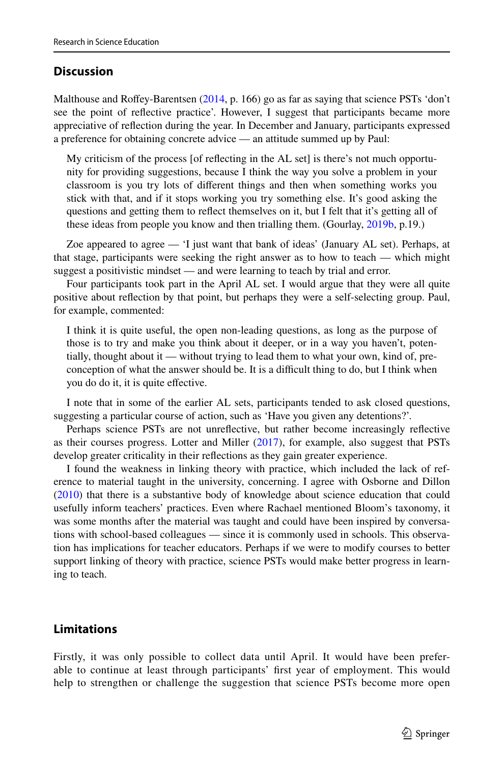## Discussion

Malthouse and Roffey-Barentsen (2014, p. 166) go as far as saying that science PSTs 'don't see the point of reflective practice'. However, I suggest that participants became more appreciative of reflection during the year. In December and January, participants expressed a preference for obtaining concrete advice — an attitude summed up by Paul:

> My criticism of the process [of reflecting in the AL set] is there's not much opportunity for providing suggestions, because I think the way you solve a problem in your classroom is you try lots of different things and then when something works you stick with that, and if it stops working you try something else. It's good asking the questions and getting them to reflect themselves on it, but I felt that it's getting all of these ideas from people you know and then trialling them. (Gourlay, 2019b, p.19.)

Zoe appeared to agree — 'I just want that bank of ideas' (January AL set). Perhaps, at that stage, participants were seeking the right answer as to how to teach — which might suggest a positivistic mindset — and were learning to teach by trial and error.

Four participants took part in the April AL set. I would argue that they were all quite positive about reflection by that point, but perhaps they were a self-selecting group. Paul, for example, commented:

> I think it is quite useful, the open non-leading questions, as long as the purpose of those is to try and make you think about it deeper, or in a way you haven't, potentially, thought about it — without trying to lead them to what your own, kind of, preconception of what the answer should be. It is a difficult thing to do, but I think when you do do it, it is quite effective.

I note that in some of the earlier AL sets, participants tended to ask closed questions, suggesting a particular course of action, such as 'Have you given any detentions?'.

Perhaps science PSTs are not unreflective, but rather become increasingly reflective as their courses progress. Lotter and Miller (2017), for example, also suggest that PSTs develop greater criticality in their reflections as they gain greater experience.

I found the weakness in linking theory with practice, which included the lack of reference to material taught in the university, concerning. I agree with Osborne and Dillon (2010) that there is a substantive body of knowledge about science education that could usefully inform teachers' practices. Even where Rachael mentioned Bloom's taxonomy, it was some months after the material was taught and could have been inspired by conversations with school-based colleagues — since it is commonly used in schools. This observation has implications for teacher educators. Perhaps if we were to modify courses to better support linking of theory with practice, science PSTs would make better progress in learning to teach.

## Limitations

Firstly, it was only possible to collect data until April. It would have been preferable to continue at least through participants' first year of employment. This would help to strengthen or challenge the suggestion that science PSTs become more open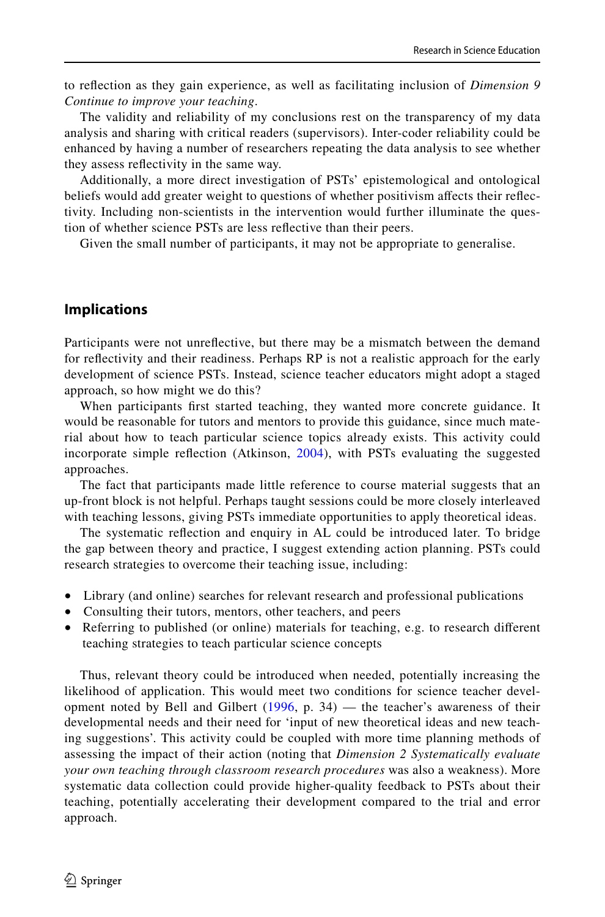to reflection as they gain experience, as well as facilitating inclusion of *Dimension 9 Continue to improve your teaching*.

The validity and reliability of my conclusions rest on the transparency of my data analysis and sharing with critical readers (supervisors). Inter-coder reliability could be enhanced by having a number of researchers repeating the data analysis to see whether they assess reflectivity in the same way.

Additionally, a more direct investigation of PSTs' epistemological and ontological beliefs would add greater weight to questions of whether positivism affects their reflectivity. Including non-scientists in the intervention would further illuminate the question of whether science PSTs are less reflective than their peers.

Given the small number of participants, it may not be appropriate to generalise.

## Implications

Participants were not unreflective, but there may be a mismatch between the demand for reflectivity and their readiness. Perhaps RP is not a realistic approach for the early development of science PSTs. Instead, science teacher educators might adopt a staged approach, so how might we do this?

When participants first started teaching, they wanted more concrete guidance. It would be reasonable for tutors and mentors to provide this guidance, since much material about how to teach particular science topics already exists. This activity could incorporate simple reflection (Atkinson, 2004), with PSTs evaluating the suggested approaches.

The fact that participants made little reference to course material suggests that an up-front block is not helpful. Perhaps taught sessions could be more closely interleaved with teaching lessons, giving PSTs immediate opportunities to apply theoretical ideas.

The systematic reflection and enquiry in AL could be introduced later. To bridge the gap between theory and practice, I suggest extending action planning. PSTs could research strategies to overcome their teaching issue, including:

- Library (and online) searches for relevant research and professional publications
- Consulting their tutors, mentors, other teachers, and peers
- Referring to published (or online) materials for teaching, e.g. to research different teaching strategies to teach particular science concepts

Thus, relevant theory could be introduced when needed, potentially increasing the likelihood of application. This would meet two conditions for science teacher development noted by Bell and Gilbert (1996, p. 34) — the teacher's awareness of their developmental needs and their need for 'input of new theoretical ideas and new teaching suggestions'. This activity could be coupled with more time planning methods of assessing the impact of their action (noting that *Dimension 2 Systematically evaluate your own teaching through classroom research procedures* was also a weakness). More systematic data collection could provide higher-quality feedback to PSTs about their teaching, potentially accelerating their development compared to the trial and error approach.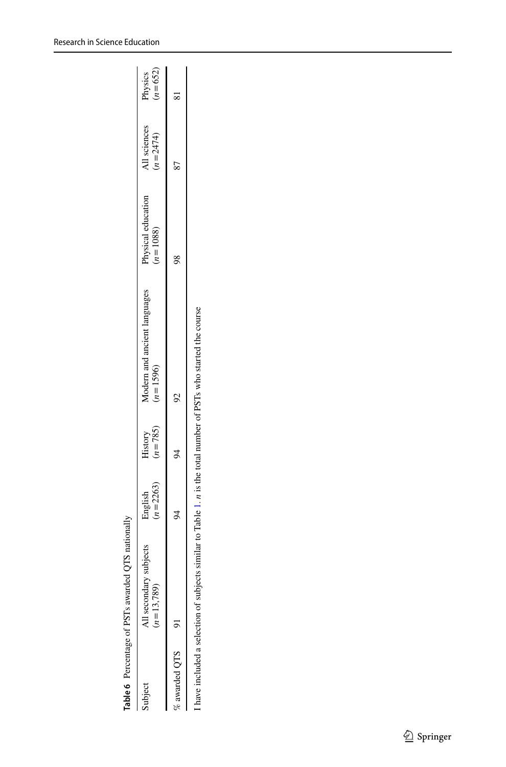**Table 6** Percentage of PSTs awarded QTS nationally

| Subject | All secondary subjects ($n = 13,789$) | English ($n = 2263$) | History ($n = 785$) | Modern and ancient languages ($n = 1596$) | Physical education ($n = 1088$) | All sciences ($n = 2474$) | Physics ($n = 652$) |
|---|---|---|---|---|---|---|---|
| % awarded QTS | 91 | 94 | 94 | 92 | 98 | 87 | 81 |

I have included a selection of subjects similar to Table 1. $n$ is the total number of PSTs who started the course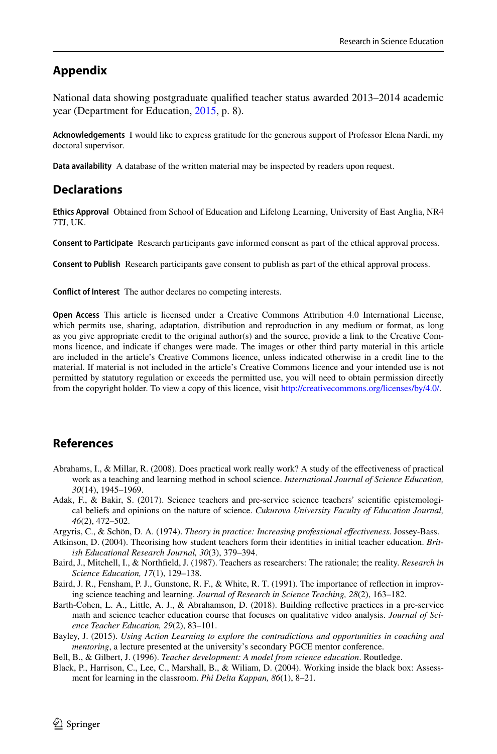## Appendix

National data showing postgraduate qualified teacher status awarded 2013–2014 academic year (Department for Education, 2015, p. 8).

**Acknowledgements** I would like to express gratitude for the generous support of Professor Elena Nardi, my doctoral supervisor.

**Data availability** A database of the written material may be inspected by readers upon request.

## Declarations

**Ethics Approval** Obtained from School of Education and Lifelong Learning, University of East Anglia, NR4 7TJ, UK.

**Consent to Participate** Research participants gave informed consent as part of the ethical approval process.

**Consent to Publish** Research participants gave consent to publish as part of the ethical approval process.

**Conflict of Interest** The author declares no competing interests.

**Open Access** This article is licensed under a Creative Commons Attribution 4.0 International License, which permits use, sharing, adaptation, distribution and reproduction in any medium or format, as long as you give appropriate credit to the original author(s) and the source, provide a link to the Creative Commons licence, and indicate if changes were made. The images or other third party material in this article are included in the article's Creative Commons licence, unless indicated otherwise in a credit line to the material. If material is not included in the article's Creative Commons licence and your intended use is not permitted by statutory regulation or exceeds the permitted use, you will need to obtain permission directly from the copyright holder. To view a copy of this licence, visit http://creativecommons.org/licenses/by/4.0/.

## References

Abrahams, I., & Millar, R. (2008). Does practical work really work? A study of the effectiveness of practical work as a teaching and learning method in school science. *International Journal of Science Education, 30*(14), 1945–1969.

Adak, F., & Bakir, S. (2017). Science teachers and pre-service science teachers' scientific epistemological beliefs and opinions on the nature of science. *Cukurova University Faculty of Education Journal, 46*(2), 472–502.

Argyris, C., & Schön, D. A. (1974). *Theory in practice: Increasing professional effectiveness*. Jossey-Bass.

Atkinson, D. (2004). Theorising how student teachers form their identities in initial teacher education. *British Educational Research Journal, 30*(3), 379–394.

Baird, J., Mitchell, I., & Northfield, J. (1987). Teachers as researchers: The rationale; the reality. *Research in Science Education, 17*(1), 129–138.

Baird, J. R., Fensham, P. J., Gunstone, R. F., & White, R. T. (1991). The importance of reflection in improving science teaching and learning. *Journal of Research in Science Teaching, 28*(2), 163–182.

Barth-Cohen, L. A., Little, A. J., & Abrahamson, D. (2018). Building reflective practices in a pre-service math and science teacher education course that focuses on qualitative video analysis. *Journal of Science Teacher Education, 29*(2), 83–101.

Bayley, J. (2015). *Using Action Learning to explore the contradictions and opportunities in coaching and mentoring*, a lecture presented at the university's secondary PGCE mentor conference.

Bell, B., & Gilbert, J. (1996). *Teacher development: A model from science education*. Routledge.

Black, P., Harrison, C., Lee, C., Marshall, B., & Wiliam, D. (2004). Working inside the black box: Assessment for learning in the classroom. *Phi Delta Kappan, 86*(1), 8–21.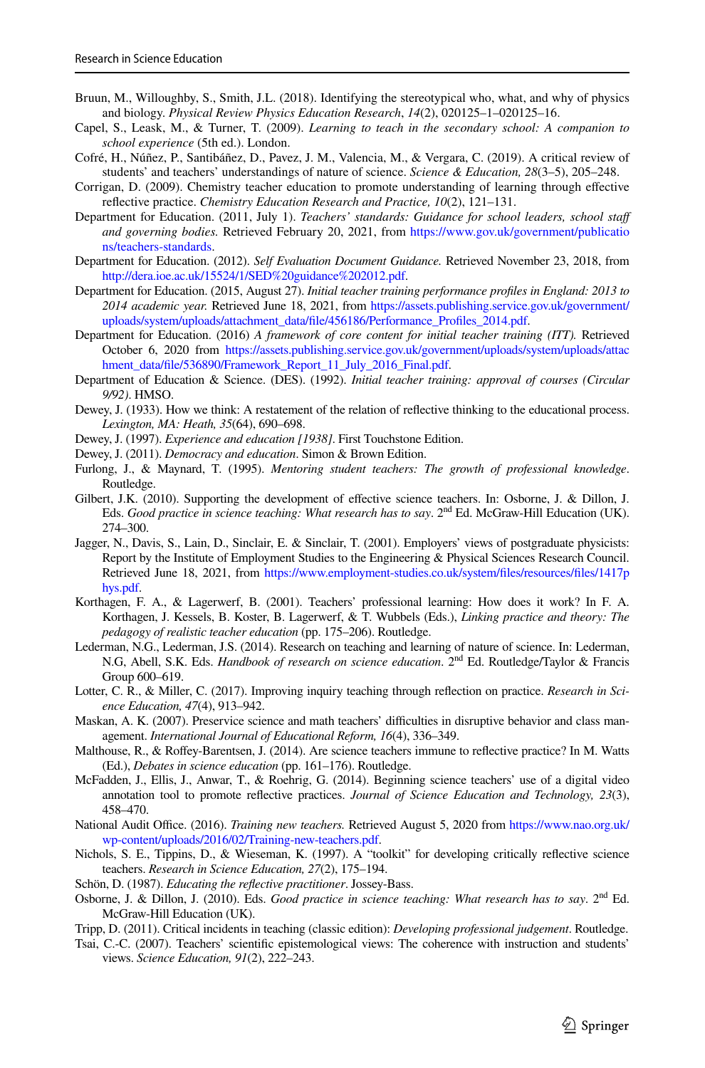Bruun, M., Willoughby, S., Smith, J.L. (2018). Identifying the stereotypical who, what, and why of physics and biology. *Physical Review Physics Education Research*, *14*(2), 020125–1–020125–16.

Capel, S., Leask, M., & Turner, T. (2009). *Learning to teach in the secondary school: A companion to school experience* (5th ed.). London.

Cofré, H., Núñez, P., Santibáñez, D., Pavez, J. M., Valencia, M., & Vergara, C. (2019). A critical review of students' and teachers' understandings of nature of science. *Science & Education, 28*(3–5), 205–248.

Corrigan, D. (2009). Chemistry teacher education to promote understanding of learning through effective reflective practice. *Chemistry Education Research and Practice, 10*(2), 121–131.

Department for Education. (2011, July 1). *Teachers' standards: Guidance for school leaders, school staff and governing bodies.* Retrieved February 20, 2021, from https://www.gov.uk/government/publications/teachers-standards.

Department for Education. (2012). *Self Evaluation Document Guidance.* Retrieved November 23, 2018, from http://dera.ioe.ac.uk/15524/1/SED%20guidance%202012.pdf.

Department for Education. (2015, August 27). *Initial teacher training performance profiles in England: 2013 to 2014 academic year.* Retrieved June 18, 2021, from https://assets.publishing.service.gov.uk/government/uploads/system/uploads/attachment_data/file/456186/Performance_Profiles_2014.pdf.

Department for Education. (2016) *A framework of core content for initial teacher training (ITT).* Retrieved October 6, 2020 from https://assets.publishing.service.gov.uk/government/uploads/system/uploads/attachment_data/file/536890/Framework_Report_11_July_2016_Final.pdf.

Department of Education & Science. (DES). (1992). *Initial teacher training: approval of courses (Circular 9/92)*. HMSO.

Dewey, J. (1933). How we think: A restatement of the relation of reflective thinking to the educational process. *Lexington, MA: Heath, 35*(64), 690–698.

Dewey, J. (1997). *Experience and education [1938]*. First Touchstone Edition.

Dewey, J. (2011). *Democracy and education*. Simon & Brown Edition.

Furlong, J., & Maynard, T. (1995). *Mentoring student teachers: The growth of professional knowledge*. Routledge.

Gilbert, J.K. (2010). Supporting the development of effective science teachers. In: Osborne, J. & Dillon, J. Eds. *Good practice in science teaching: What research has to say*. 2nd Ed. McGraw-Hill Education (UK). 274–300.

Jagger, N., Davis, S., Lain, D., Sinclair, E. & Sinclair, T. (2001). Employers' views of postgraduate physicists: Report by the Institute of Employment Studies to the Engineering & Physical Sciences Research Council. Retrieved June 18, 2021, from https://www.employment-studies.co.uk/system/files/resources/files/1417phys.pdf.

Korthagen, F. A., & Lagerwerf, B. (2001). Teachers' professional learning: How does it work? In F. A. Korthagen, J. Kessels, B. Koster, B. Lagerwerf, & T. Wubbels (Eds.), *Linking practice and theory: The pedagogy of realistic teacher education* (pp. 175–206). Routledge.

Lederman, N.G., Lederman, J.S. (2014). Research on teaching and learning of nature of science. In: Lederman, N.G, Abell, S.K. Eds. *Handbook of research on science education*. 2nd Ed. Routledge/Taylor & Francis Group 600–619.

Lotter, C. R., & Miller, C. (2017). Improving inquiry teaching through reflection on practice. *Research in Science Education, 47*(4), 913–942.

Maskan, A. K. (2007). Preservice science and math teachers' difficulties in disruptive behavior and class management. *International Journal of Educational Reform, 16*(4), 336–349.

Malthouse, R., & Roffey-Barentsen, J. (2014). Are science teachers immune to reflective practice? In M. Watts (Ed.), *Debates in science education* (pp. 161–176). Routledge.

McFadden, J., Ellis, J., Anwar, T., & Roehrig, G. (2014). Beginning science teachers' use of a digital video annotation tool to promote reflective practices. *Journal of Science Education and Technology, 23*(3), 458–470.

National Audit Office. (2016). *Training new teachers.* Retrieved August 5, 2020 from https://www.nao.org.uk/wp-content/uploads/2016/02/Training-new-teachers.pdf.

Nichols, S. E., Tippins, D., & Wieseman, K. (1997). A "toolkit" for developing critically reflective science teachers. *Research in Science Education, 27*(2), 175–194.

Schön, D. (1987). *Educating the reflective practitioner*. Jossey-Bass.

Osborne, J. & Dillon, J. (2010). Eds. *Good practice in science teaching: What research has to say*. 2nd Ed. McGraw-Hill Education (UK).

Tripp, D. (2011). Critical incidents in teaching (classic edition): *Developing professional judgement*. Routledge.

Tsai, C.-C. (2007). Teachers' scientific epistemological views: The coherence with instruction and students' views. *Science Education, 91*(2), 222–243.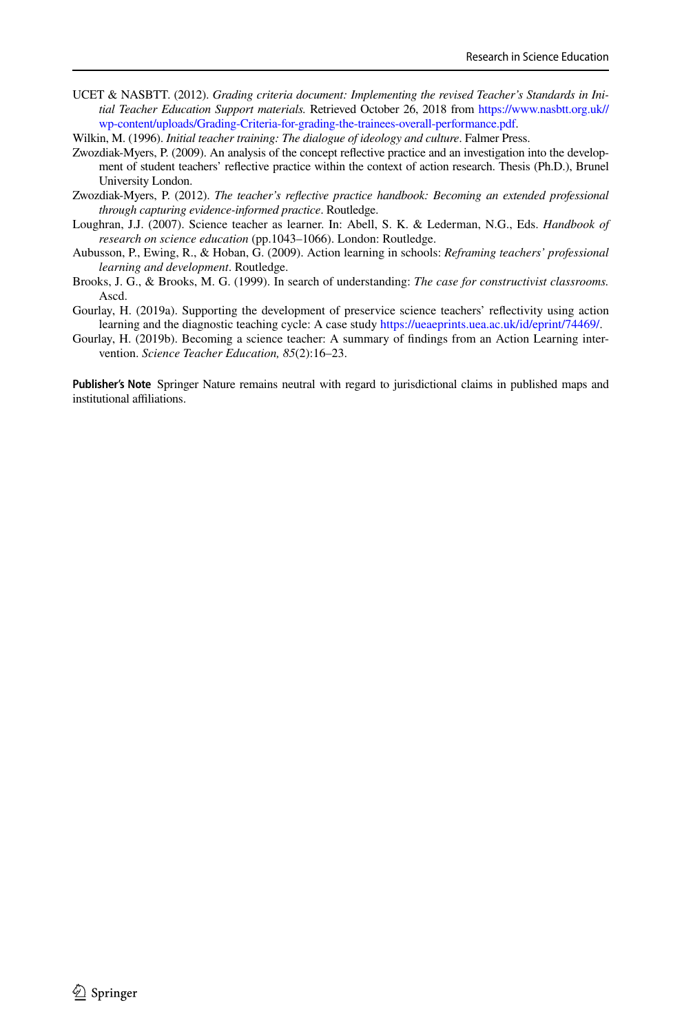UCET & NASBTT. (2012). *Grading criteria document: Implementing the revised Teacher's Standards in Initial Teacher Education Support materials.* Retrieved October 26, 2018 from https://www.nasbtt.org.uk//wp-content/uploads/Grading-Criteria-for-grading-the-trainees-overall-performance.pdf.

Wilkin, M. (1996). *Initial teacher training: The dialogue of ideology and culture*. Falmer Press.

Zwozdiak-Myers, P. (2009). An analysis of the concept reflective practice and an investigation into the development of student teachers' reflective practice within the context of action research. Thesis (Ph.D.), Brunel University London.

Zwozdiak-Myers, P. (2012). *The teacher's reflective practice handbook: Becoming an extended professional through capturing evidence-informed practice*. Routledge.

Loughran, J.J. (2007). Science teacher as learner. In: Abell, S. K. & Lederman, N.G., Eds. *Handbook of research on science education* (pp.1043–1066). London: Routledge.

Aubusson, P., Ewing, R., & Hoban, G. (2009). Action learning in schools: *Reframing teachers' professional learning and development*. Routledge.

Brooks, J. G., & Brooks, M. G. (1999). In search of understanding: *The case for constructivist classrooms.* Ascd.

Gourlay, H. (2019a). Supporting the development of preservice science teachers' reflectivity using action learning and the diagnostic teaching cycle: A case study https://ueaeprints.uea.ac.uk/id/eprint/74469/.

Gourlay, H. (2019b). Becoming a science teacher: A summary of findings from an Action Learning intervention. *Science Teacher Education, 85*(2):16–23.

**Publisher's Note** Springer Nature remains neutral with regard to jurisdictional claims in published maps and institutional affiliations.